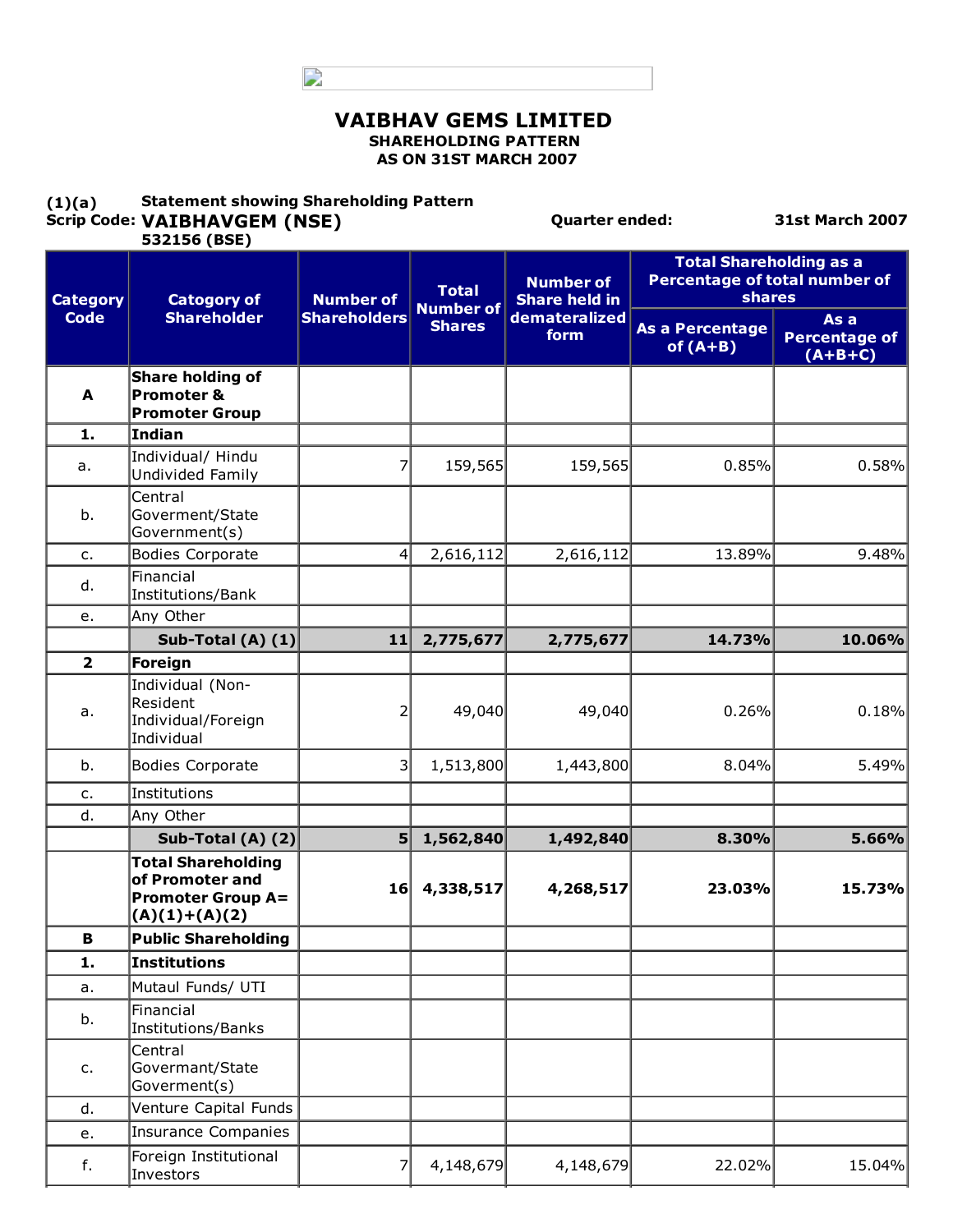# VAIBHAV GEMS LIMITED

**SHAREHOLDING PATTERN**
**AS ON 31ST MARCH 2007**

**(1)(a)** **Statement showing Shareholding Pattern**

**Scrip Code:** **VAIBHAVGEM (NSE)** **Quarter ended:** **31st March 2007**

**532156 (BSE)**

| Category Code | Catogory of Shareholder | Number of Shareholders | Total Number of Shares | Number of Share held in dematerealized form | Total Shareholding as a Percentage of total number of shares | |
|---|---|---|---|---|---|---|
| | | | | | As a Percentage of (A+B) | As a Percentage of (A+B+C) |
| **A** | **Share holding of Promoter & Promoter Group** | | | | | |
| **1.** | **Indian** | | | | | |
| a. | Individual/ Hindu Undivided Family | 7 | 159,565 | 159,565 | 0.85% | 0.58% |
| b. | Central Goverment/State Government(s) | | | | | |
| c. | Bodies Corporate | 4 | 2,616,112 | 2,616,112 | 13.89% | 9.48% |
| d. | Financial Institutions/Bank | | | | | |
| e. | Any Other | | | | | |
| | **Sub-Total (A) (1)** | **11** | **2,775,677** | **2,775,677** | **14.73%** | **10.06%** |
| **2** | **Foreign** | | | | | |
| a. | Individual (Non-Resident Individual/Foreign Individual | 2 | 49,040 | 49,040 | 0.26% | 0.18% |
| b. | Bodies Corporate | 3 | 1,513,800 | 1,443,800 | 8.04% | 5.49% |
| c. | Institutions | | | | | |
| d. | Any Other | | | | | |
| | **Sub-Total (A) (2)** | **5** | **1,562,840** | **1,492,840** | **8.30%** | **5.66%** |
| | **Total Shareholding of Promoter and Promoter Group A= (A)(1)+(A)(2)** | **16** | **4,338,517** | **4,268,517** | **23.03%** | **15.73%** |
| **B** | **Public Shareholding** | | | | | |
| **1.** | **Institutions** | | | | | |
| a. | Mutaul Funds/ UTI | | | | | |
| b. | Financial Institutions/Banks | | | | | |
| c. | Central Govermant/State Goverment(s) | | | | | |
| d. | Venture Capital Funds | | | | | |
| e. | Insurance Companies | | | | | |
| f. | Foreign Institutional Investors | 7 | 4,148,679 | 4,148,679 | 22.02% | 15.04% |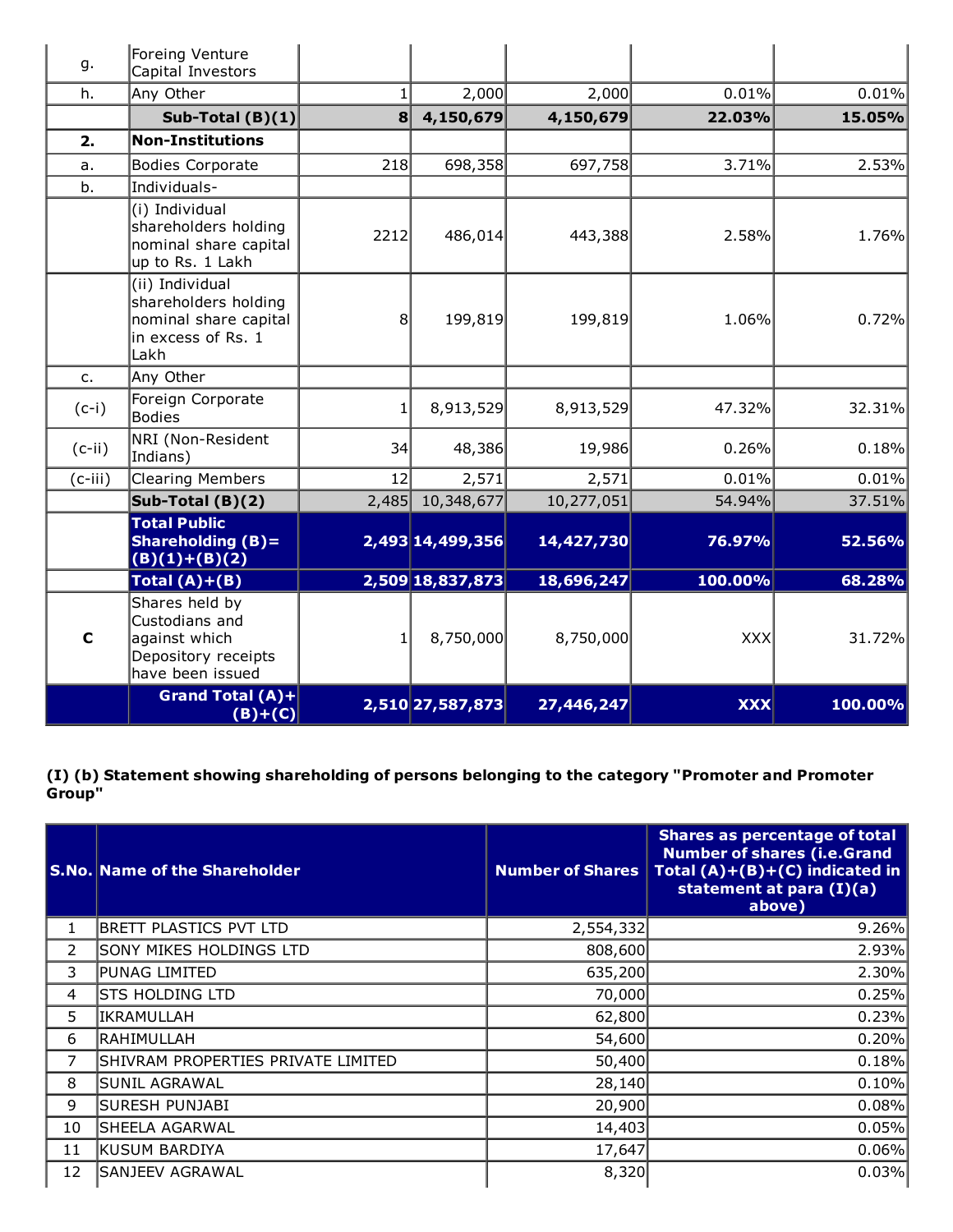| | | | | | | |
|---|---|---|---|---|---|---|
| g. | Foreing Venture Capital Investors | | | | | |
| h. | Any Other | 1 | 2,000 | 2,000 | 0.01% | 0.01% |
| | **Sub-Total (B)(1)** | **8** | **4,150,679** | **4,150,679** | **22.03%** | **15.05%** |
| **2.** | **Non-Institutions** | | | | | |
| a. | Bodies Corporate | 218 | 698,358 | 697,758 | 3.71% | 2.53% |
| b. | Individuals- | | | | | |
| | (i) Individual shareholders holding nominal share capital up to Rs. 1 Lakh | 2212 | 486,014 | 443,388 | 2.58% | 1.76% |
| | (ii) Individual shareholders holding nominal share capital in excess of Rs. 1 Lakh | 8 | 199,819 | 199,819 | 1.06% | 0.72% |
| c. | Any Other | | | | | |
| (c-i) | Foreign Corporate Bodies | 1 | 8,913,529 | 8,913,529 | 47.32% | 32.31% |
| (c-ii) | NRI (Non-Resident Indians) | 34 | 48,386 | 19,986 | 0.26% | 0.18% |
| (c-iii) | Clearing Members | 12 | 2,571 | 2,571 | 0.01% | 0.01% |
| | **Sub-Total (B)(2)** | 2,485 | 10,348,677 | 10,277,051 | 54.94% | 37.51% |
| | **Total Public Shareholding (B)=(B)(1)+(B)(2)** | **2,493** | **14,499,356** | **14,427,730** | **76.97%** | **52.56%** |
| | **Total (A)+(B)** | **2,509** | **18,837,873** | **18,696,247** | **100.00%** | **68.28%** |
| **C** | Shares held by Custodians and against which Depository receipts have been issued | 1 | 8,750,000 | 8,750,000 | XXX | 31.72% |
| | **Grand Total (A)+(B)+(C)** | **2,510** | **27,587,873** | **27,446,247** | **XXX** | **100.00%** |

**(I) (b) Statement showing shareholding of persons belonging to the category "Promoter and Promoter Group"**

| S.No. | Name of the Shareholder | Number of Shares | Shares as percentage of total Number of shares (i.e.Grand Total (A)+(B)+(C) indicated in statement at para (I)(a) above) |
|---|---|---|---|
| 1 | BRETT PLASTICS PVT LTD | 2,554,332 | 9.26% |
| 2 | SONY MIKES HOLDINGS LTD | 808,600 | 2.93% |
| 3 | PUNAG LIMITED | 635,200 | 2.30% |
| 4 | STS HOLDING LTD | 70,000 | 0.25% |
| 5 | IKRAMULLAH | 62,800 | 0.23% |
| 6 | RAHIMULLAH | 54,600 | 0.20% |
| 7 | SHIVRAM PROPERTIES PRIVATE LIMITED | 50,400 | 0.18% |
| 8 | SUNIL AGRAWAL | 28,140 | 0.10% |
| 9 | SURESH PUNJABI | 20,900 | 0.08% |
| 10 | SHEELA AGARWAL | 14,403 | 0.05% |
| 11 | KUSUM BARDIYA | 17,647 | 0.06% |
| 12 | SANJEEV AGRAWAL | 8,320 | 0.03% |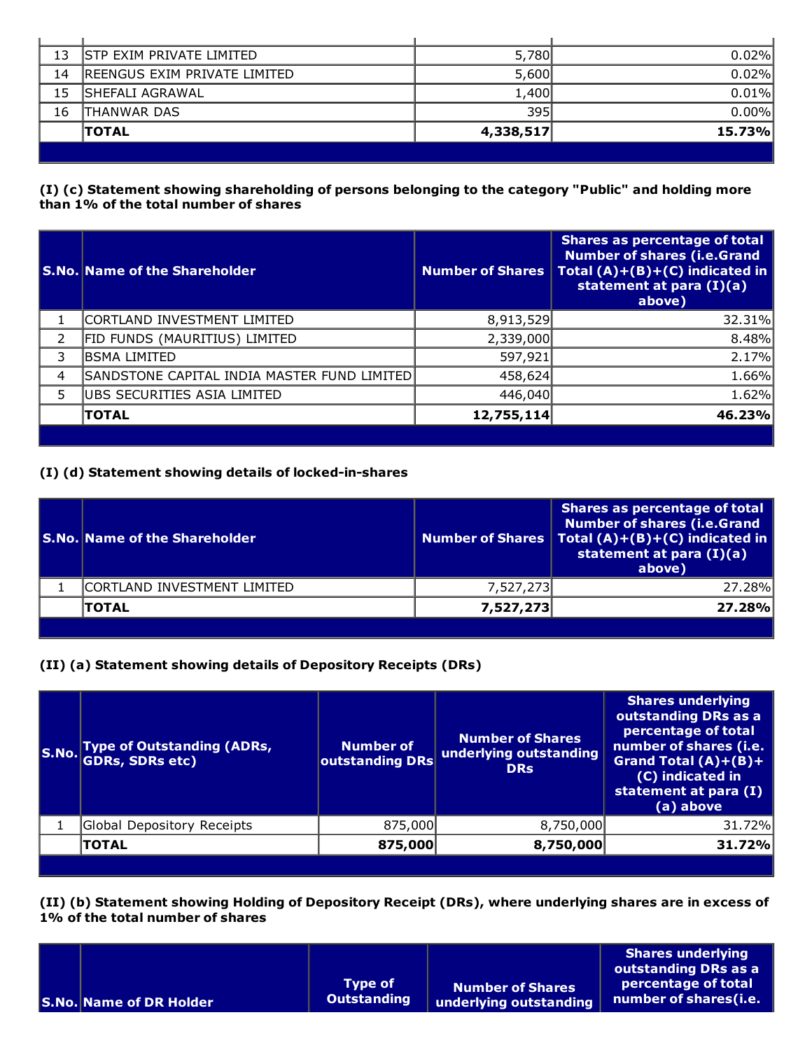| | | | |
|---|---|---|---|
| 13 | STP EXIM PRIVATE LIMITED | 5,780 | 0.02% |
| 14 | REENGUS EXIM PRIVATE LIMITED | 5,600 | 0.02% |
| 15 | SHEFALI AGRAWAL | 1,400 | 0.01% |
| 16 | THANWAR DAS | 395 | 0.00% |
| | **TOTAL** | **4,338,517** | **15.73%** |

**(I) (c) Statement showing shareholding of persons belonging to the category "Public" and holding more than 1% of the total number of shares**

| S.No. | Name of the Shareholder | Number of Shares | Shares as percentage of total Number of shares (i.e.Grand Total (A)+(B)+(C) indicated in statement at para (I)(a) above) |
|---|---|---|---|
| 1 | CORTLAND INVESTMENT LIMITED | 8,913,529 | 32.31% |
| 2 | FID FUNDS (MAURITIUS) LIMITED | 2,339,000 | 8.48% |
| 3 | BSMA LIMITED | 597,921 | 2.17% |
| 4 | SANDSTONE CAPITAL INDIA MASTER FUND LIMITED | 458,624 | 1.66% |
| 5 | UBS SECURITIES ASIA LIMITED | 446,040 | 1.62% |
| | **TOTAL** | **12,755,114** | **46.23%** |

**(I) (d) Statement showing details of locked-in-shares**

| S.No. | Name of the Shareholder | Number of Shares | Shares as percentage of total Number of shares (i.e.Grand Total (A)+(B)+(C) indicated in statement at para (I)(a) above) |
|---|---|---|---|
| 1 | CORTLAND INVESTMENT LIMITED | 7,527,273 | 27.28% |
| | **TOTAL** | **7,527,273** | **27.28%** |

**(II) (a) Statement showing details of Depository Receipts (DRs)**

| S.No. | Type of Outstanding (ADRs, GDRs, SDRs etc) | Number of outstanding DRs | Number of Shares underlying outstanding DRs | Shares underlying outstanding DRs as a percentage of total number of shares (i.e. Grand Total (A)+(B)+(C) indicated in statement at para (I) (a) above |
|---|---|---|---|---|
| 1 | Global Depository Receipts | 875,000 | 8,750,000 | 31.72% |
| | **TOTAL** | **875,000** | **8,750,000** | **31.72%** |

**(II) (b) Statement showing Holding of Depository Receipt (DRs), where underlying shares are in excess of 1% of the total number of shares**

| S.No. | Name of DR Holder | Type of Outstanding | Number of Shares underlying outstanding | Shares underlying outstanding DRs as a percentage of total number of shares(i.e. |
|---|---|---|---|---|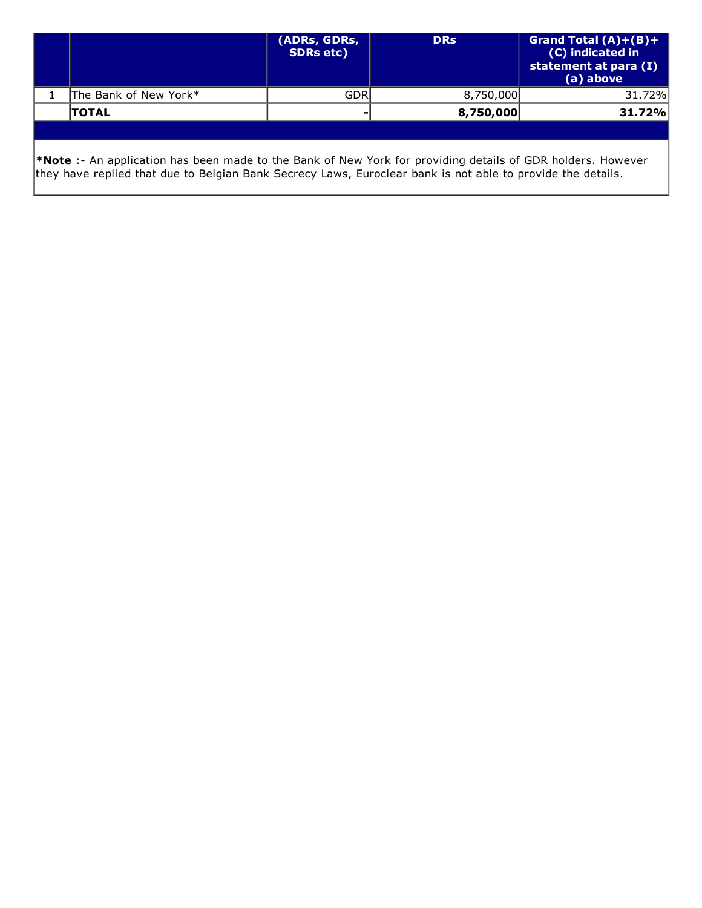| | | (ADRs, GDRs, SDRs etc) | DRs | Grand Total (A)+(B)+(C) indicated in statement at para (I) (a) above |
|---|---|---|---|---|
| 1 | The Bank of New York* | GDR | 8,750,000 | 31.72% |
| | **TOTAL** | - | **8,750,000** | **31.72%** |

***Note** :- An application has been made to the Bank of New York for providing details of GDR holders. However they have replied that due to Belgian Bank Secrecy Laws, Euroclear bank is not able to provide the details.